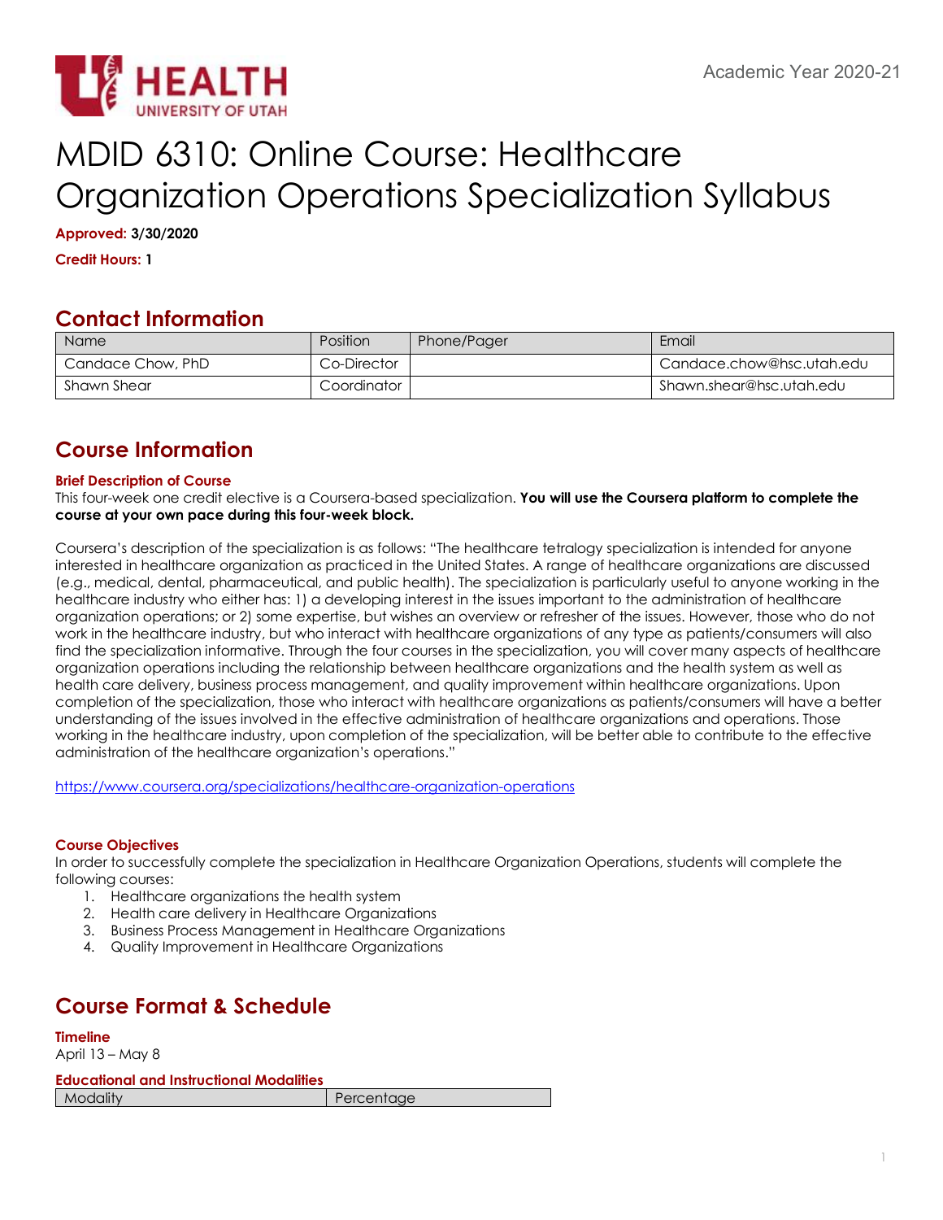Academic Year 2020-21

# MDID 6310: Online Course: Healthcare Organization Operations Specialization Syllabus

**Approved:** **3/30/2020**

**Credit Hours:** **1**

## Contact Information

| Name | Position | Phone/Pager | Email |
| --- | --- | --- | --- |
| Candace Chow, PhD | Co-Director | | Candace.chow@hsc.utah.edu |
| Shawn Shear | Coordinator | | Shawn.shear@hsc.utah.edu |

## Course Information

### Brief Description of Course

This four-week one credit elective is a Coursera-based specialization. **You will use the Coursera platform to complete the course at your own pace during this four-week block.**

Coursera's description of the specialization is as follows: "The healthcare tetralogy specialization is intended for anyone interested in healthcare organization as practiced in the United States. A range of healthcare organizations are discussed (e.g., medical, dental, pharmaceutical, and public health). The specialization is particularly useful to anyone working in the healthcare industry who either has: 1) a developing interest in the issues important to the administration of healthcare organization operations; or 2) some expertise, but wishes an overview or refresher of the issues. However, those who do not work in the healthcare industry, but who interact with healthcare organizations of any type as patients/consumers will also find the specialization informative. Through the four courses in the specialization, you will cover many aspects of healthcare organization operations including the relationship between healthcare organizations and the health system as well as health care delivery, business process management, and quality improvement within healthcare organizations. Upon completion of the specialization, those who interact with healthcare organizations as patients/consumers will have a better understanding of the issues involved in the effective administration of healthcare organizations and operations. Those working in the healthcare industry, upon completion of the specialization, will be better able to contribute to the effective administration of the healthcare organization's operations."

https://www.coursera.org/specializations/healthcare-organization-operations

### Course Objectives

In order to successfully complete the specialization in Healthcare Organization Operations, students will complete the following courses:

1. Healthcare organizations the health system
2. Health care delivery in Healthcare Organizations
3. Business Process Management in Healthcare Organizations
4. Quality Improvement in Healthcare Organizations

## Course Format & Schedule

### Timeline

April 13 – May 8

### Educational and Instructional Modalities

| Modality | Percentage |
| --- | --- |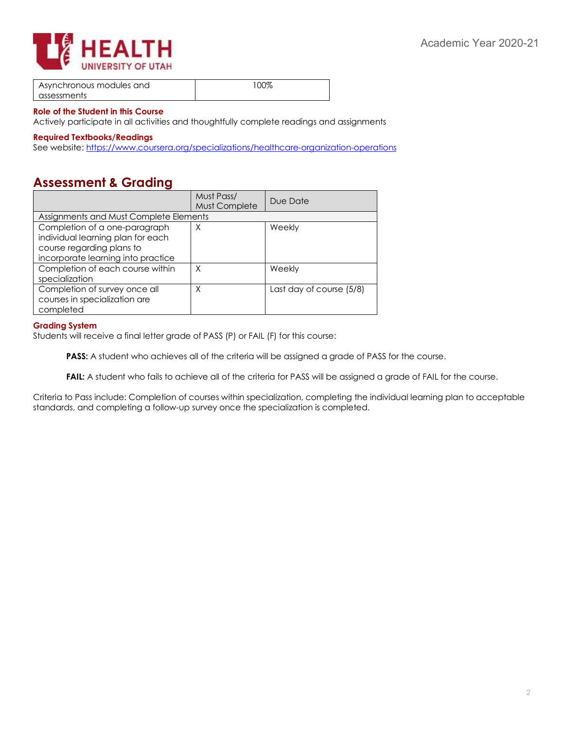| Asynchronous modules and assessments | 100% |
|---|---|

#### Role of the Student in this Course

Actively participate in all activities and thoughtfully complete readings and assignments

#### Required Textbooks/Readings

See website: https://www.coursera.org/specializations/healthcare-organization-operations

## Assessment & Grading

| | Must Pass/ Must Complete | Due Date |
|---|---|---|
| Assignments and Must Complete Elements | | |
| Completion of a one-paragraph individual learning plan for each course regarding plans to incorporate learning into practice | X | Weekly |
| Completion of each course within specialization | X | Weekly |
| Completion of survey once all courses in specialization are completed | X | Last day of course (5/8) |

#### Grading System

Students will receive a final letter grade of PASS (P) or FAIL (F) for this course:

> **PASS:** A student who achieves all of the criteria will be assigned a grade of PASS for the course.
>
> **FAIL:** A student who fails to achieve all of the criteria for PASS will be assigned a grade of FAIL for the course.

Criteria to Pass include: Completion of courses within specialization, completing the individual learning plan to acceptable standards, and completing a follow-up survey once the specialization is completed.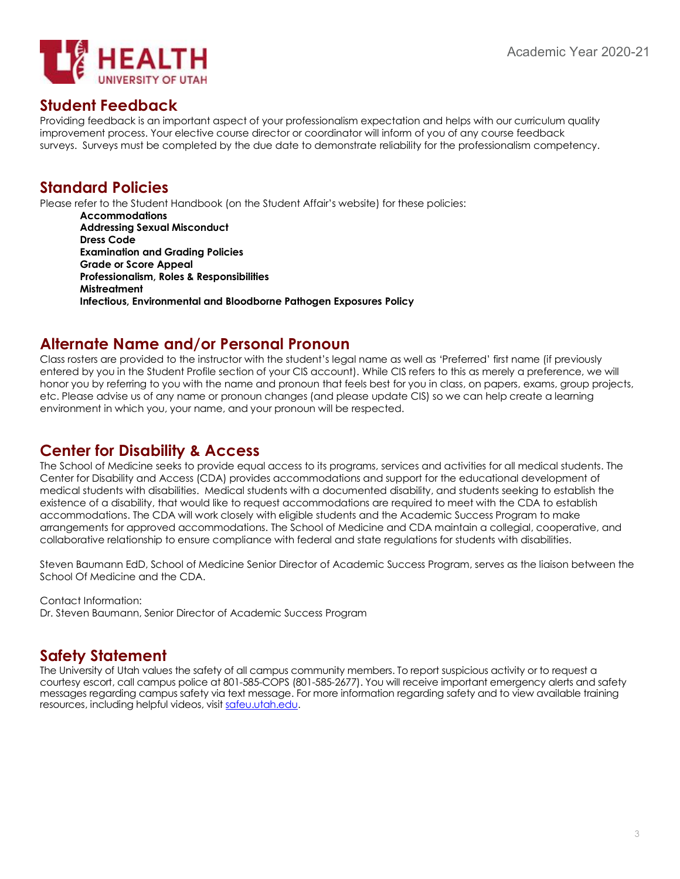## Student Feedback

Providing feedback is an important aspect of your professionalism expectation and helps with our curriculum quality improvement process. Your elective course director or coordinator will inform of you of any course feedback surveys. Surveys must be completed by the due date to demonstrate reliability for the professionalism competency.

## Standard Policies

Please refer to the Student Handbook (on the Student Affair's website) for these policies:

- **Accommodations**
- **Addressing Sexual Misconduct**
- **Dress Code**
- **Examination and Grading Policies**
- **Grade or Score Appeal**
- **Professionalism, Roles & Responsibilities**
- **Mistreatment**
- **Infectious, Environmental and Bloodborne Pathogen Exposures Policy**

## Alternate Name and/or Personal Pronoun

Class rosters are provided to the instructor with the student's legal name as well as 'Preferred' first name (if previously entered by you in the Student Profile section of your CIS account). While CIS refers to this as merely a preference, we will honor you by referring to you with the name and pronoun that feels best for you in class, on papers, exams, group projects, etc. Please advise us of any name or pronoun changes (and please update CIS) so we can help create a learning environment in which you, your name, and your pronoun will be respected.

## Center for Disability & Access

The School of Medicine seeks to provide equal access to its programs, services and activities for all medical students. The Center for Disability and Access (CDA) provides accommodations and support for the educational development of medical students with disabilities. Medical students with a documented disability, and students seeking to establish the existence of a disability, that would like to request accommodations are required to meet with the CDA to establish accommodations. The CDA will work closely with eligible students and the Academic Success Program to make arrangements for approved accommodations. The School of Medicine and CDA maintain a collegial, cooperative, and collaborative relationship to ensure compliance with federal and state regulations for students with disabilities.

Steven Baumann EdD, School of Medicine Senior Director of Academic Success Program, serves as the liaison between the School Of Medicine and the CDA.

Contact Information:
Dr. Steven Baumann, Senior Director of Academic Success Program

## Safety Statement

The University of Utah values the safety of all campus community members. To report suspicious activity or to request a courtesy escort, call campus police at 801-585-COPS (801-585-2677). You will receive important emergency alerts and safety messages regarding campus safety via text message. For more information regarding safety and to view available training resources, including helpful videos, visit safeu.utah.edu.